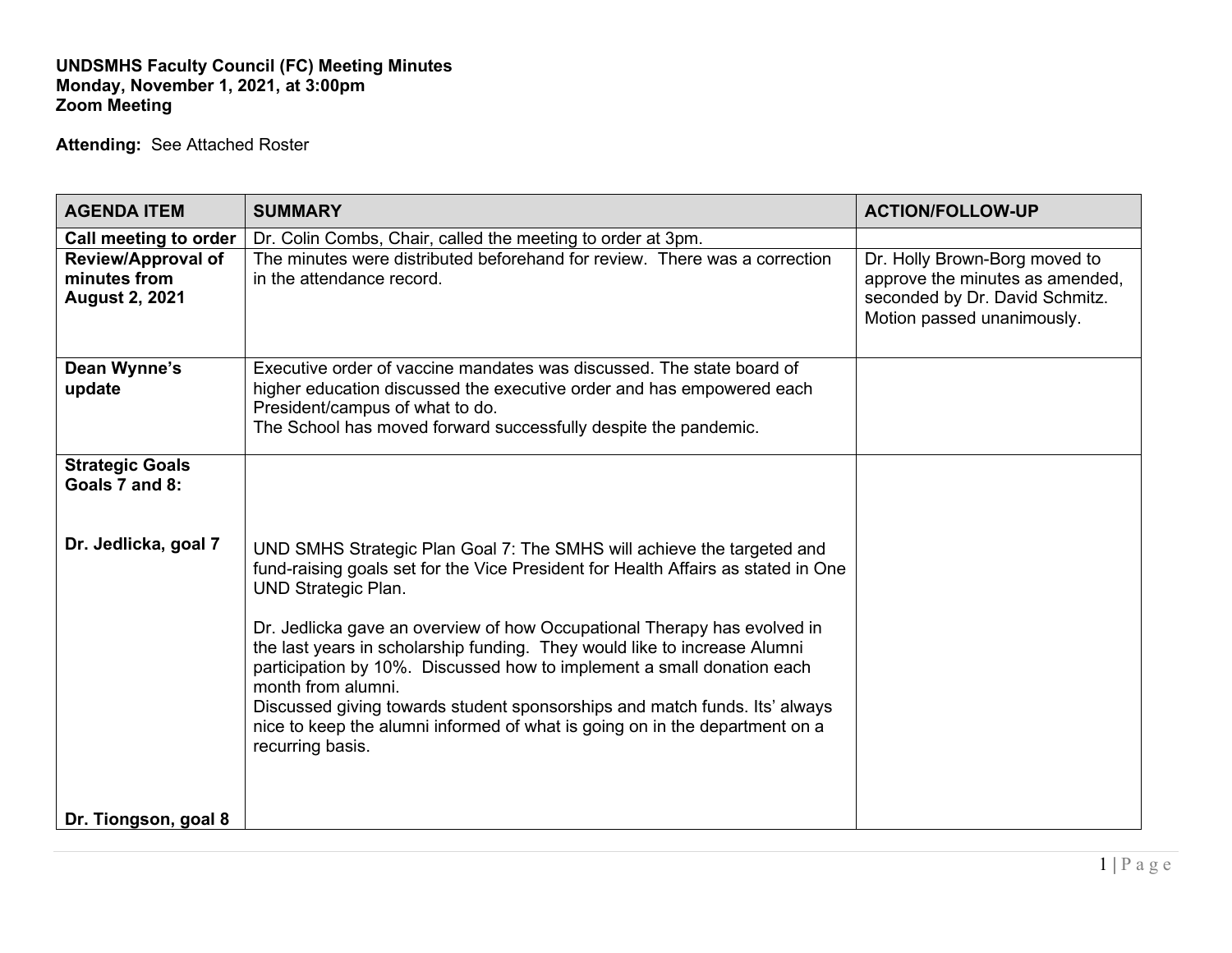**UNDSMHS Faculty Council (FC) Meeting Minutes**
**Monday, November 1, 2021, at 3:00pm**
**Zoom Meeting**

**Attending:** See Attached Roster

| AGENDA ITEM | SUMMARY | ACTION/FOLLOW-UP |
|---|---|---|
| **Call meeting to order** | Dr. Colin Combs, Chair, called the meeting to order at 3pm. | |
| **Review/Approval of minutes from August 2, 2021** | The minutes were distributed beforehand for review. There was a correction in the attendance record. | Dr. Holly Brown-Borg moved to approve the minutes as amended, seconded by Dr. David Schmitz. Motion passed unanimously. |
| **Dean Wynne's update** | Executive order of vaccine mandates was discussed. The state board of higher education discussed the executive order and has empowered each President/campus of what to do.<br>The School has moved forward successfully despite the pandemic. | |
| **Strategic Goals Goals 7 and 8:**<br><br>**Dr. Jedlicka, goal 7**<br><br>**Dr. Tiongson, goal 8** | UND SMHS Strategic Plan Goal 7: The SMHS will achieve the targeted and fund-raising goals set for the Vice President for Health Affairs as stated in One UND Strategic Plan.<br><br>Dr. Jedlicka gave an overview of how Occupational Therapy has evolved in the last years in scholarship funding. They would like to increase Alumni participation by 10%. Discussed how to implement a small donation each month from alumni.<br>Discussed giving towards student sponsorships and match funds. Its' always nice to keep the alumni informed of what is going on in the department on a recurring basis. | |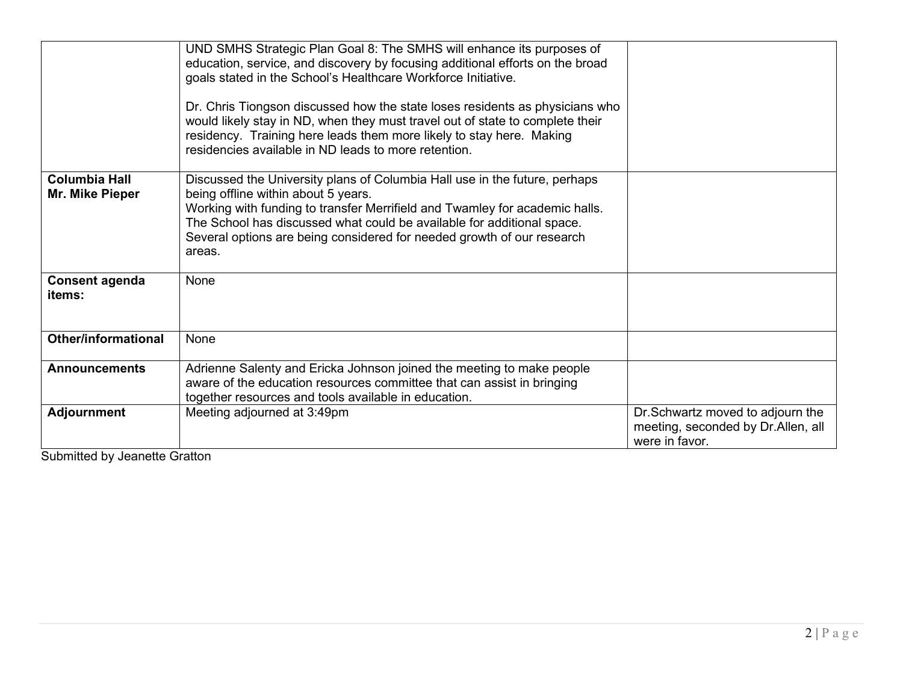| | | |
|---|---|---|
| | UND SMHS Strategic Plan Goal 8: The SMHS will enhance its purposes of education, service, and discovery by focusing additional efforts on the broad goals stated in the School's Healthcare Workforce Initiative.<br><br>Dr. Chris Tiongson discussed how the state loses residents as physicians who would likely stay in ND, when they must travel out of state to complete their residency. Training here leads them more likely to stay here. Making residencies available in ND leads to more retention. | |
| **Columbia Hall<br>Mr. Mike Pieper** | Discussed the University plans of Columbia Hall use in the future, perhaps being offline within about 5 years.<br>Working with funding to transfer Merrifield and Twamley for academic halls. The School has discussed what could be available for additional space. Several options are being considered for needed growth of our research areas. | |
| **Consent agenda items:** | None | |
| **Other/informational** | None | |
| **Announcements** | Adrienne Salenty and Ericka Johnson joined the meeting to make people aware of the education resources committee that can assist in bringing together resources and tools available in education. | |
| **Adjournment** | Meeting adjourned at 3:49pm | Dr.Schwartz moved to adjourn the meeting, seconded by Dr.Allen, all were in favor. |

Submitted by Jeanette Gratton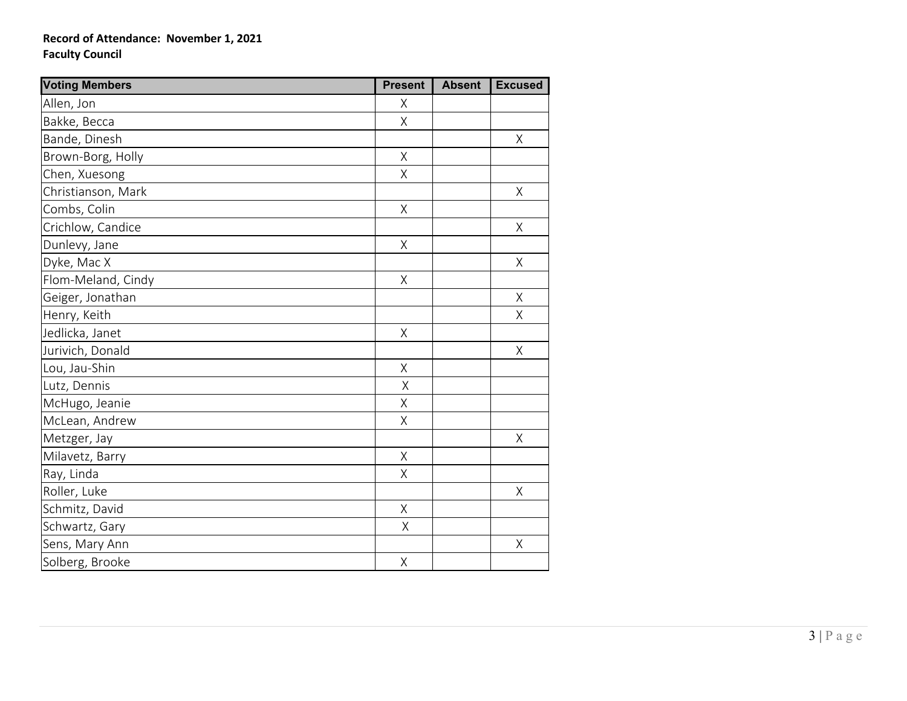**Record of Attendance: November 1, 2021**
**Faculty Council**

| Voting Members | Present | Absent | Excused |
|---|---|---|---|
| Allen, Jon | X | | |
| Bakke, Becca | X | | |
| Bande, Dinesh | | | X |
| Brown-Borg, Holly | X | | |
| Chen, Xuesong | X | | |
| Christianson, Mark | | | X |
| Combs, Colin | X | | |
| Crichlow, Candice | | | X |
| Dunlevy, Jane | X | | |
| Dyke, Mac X | | | X |
| Flom-Meland, Cindy | X | | |
| Geiger, Jonathan | | | X |
| Henry, Keith | | | X |
| Jedlicka, Janet | X | | |
| Jurivich, Donald | | | X |
| Lou, Jau-Shin | X | | |
| Lutz, Dennis | X | | |
| McHugo, Jeanie | X | | |
| McLean, Andrew | X | | |
| Metzger, Jay | | | X |
| Milavetz, Barry | X | | |
| Ray, Linda | X | | |
| Roller, Luke | | | X |
| Schmitz, David | X | | |
| Schwartz, Gary | X | | |
| Sens, Mary Ann | | | X |
| Solberg, Brooke | X | | |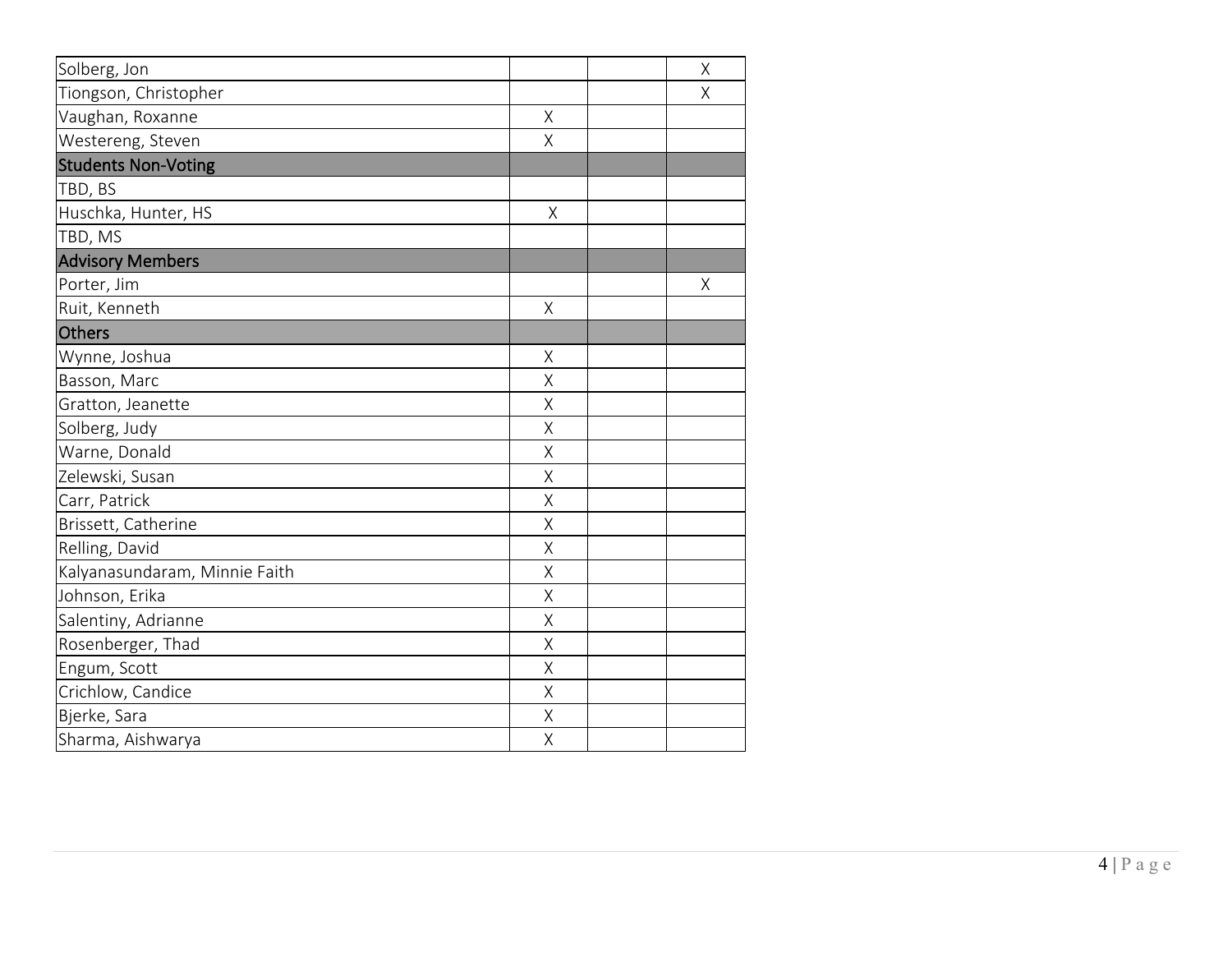| | | | |
|---|---|---|---|
| Solberg, Jon | | | X |
| Tiongson, Christopher | | | X |
| Vaughan, Roxanne | X | | |
| Westereng, Steven | X | | |
| **Students Non-Voting** | | | |
| TBD, BS | | | |
| Huschka, Hunter, HS | X | | |
| TBD, MS | | | |
| **Advisory Members** | | | |
| Porter, Jim | | | X |
| Ruit, Kenneth | X | | |
| **Others** | | | |
| Wynne, Joshua | X | | |
| Basson, Marc | X | | |
| Gratton, Jeanette | X | | |
| Solberg, Judy | X | | |
| Warne, Donald | X | | |
| Zelewski, Susan | X | | |
| Carr, Patrick | X | | |
| Brissett, Catherine | X | | |
| Relling, David | X | | |
| Kalyanasundaram, Minnie Faith | X | | |
| Johnson, Erika | X | | |
| Salentiny, Adrianne | X | | |
| Rosenberger, Thad | X | | |
| Engum, Scott | X | | |
| Crichlow, Candice | X | | |
| Bjerke, Sara | X | | |
| Sharma, Aishwarya | X | | |